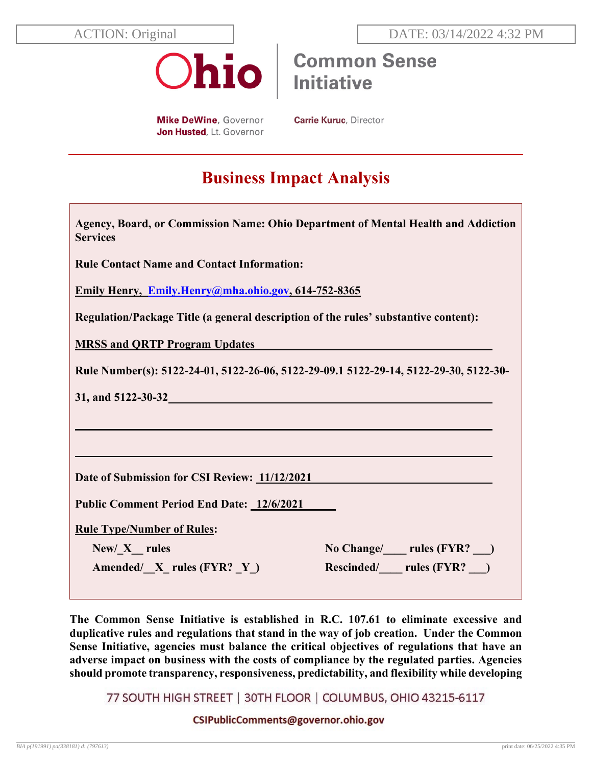ACTION: Original

DATE: 03/14/2022 4:32 PM

Ohio | Common Sense Initiative

**Mike DeWine**, Governor
**Jon Husted**, Lt. Governor

**Carrie Kuruc**, Director

# Business Impact Analysis

**Agency, Board, or Commission Name: Ohio Department of Mental Health and Addiction Services**

**Rule Contact Name and Contact Information:**

**Emily Henry, Emily.Henry@mha.ohio.gov, 614-752-8365**

**Regulation/Package Title (a general description of the rules' substantive content):**

**MRSS and QRTP Program Updates**

**Rule Number(s): 5122-24-01, 5122-26-06, 5122-29-09.1 5122-29-14, 5122-29-30, 5122-30-31, and 5122-30-32**

**Date of Submission for CSI Review: 11/12/2021**

**Public Comment Period End Date: 12/6/2021**

**Rule Type/Number of Rules:**

**New/_X__ rules**

**Amended/__X_ rules (FYR? _Y_)**

**No Change/____ rules (FYR? ___)**

**Rescinded/____ rules (FYR? ___)**

**The Common Sense Initiative is established in R.C. 107.61 to eliminate excessive and duplicative rules and regulations that stand in the way of job creation. Under the Common Sense Initiative, agencies must balance the critical objectives of regulations that have an adverse impact on business with the costs of compliance by the regulated parties. Agencies should promote transparency, responsiveness, predictability, and flexibility while developing**

77 SOUTH HIGH STREET | 30TH FLOOR | COLUMBUS, OHIO 43215-6117

CSIPublicComments@governor.ohio.gov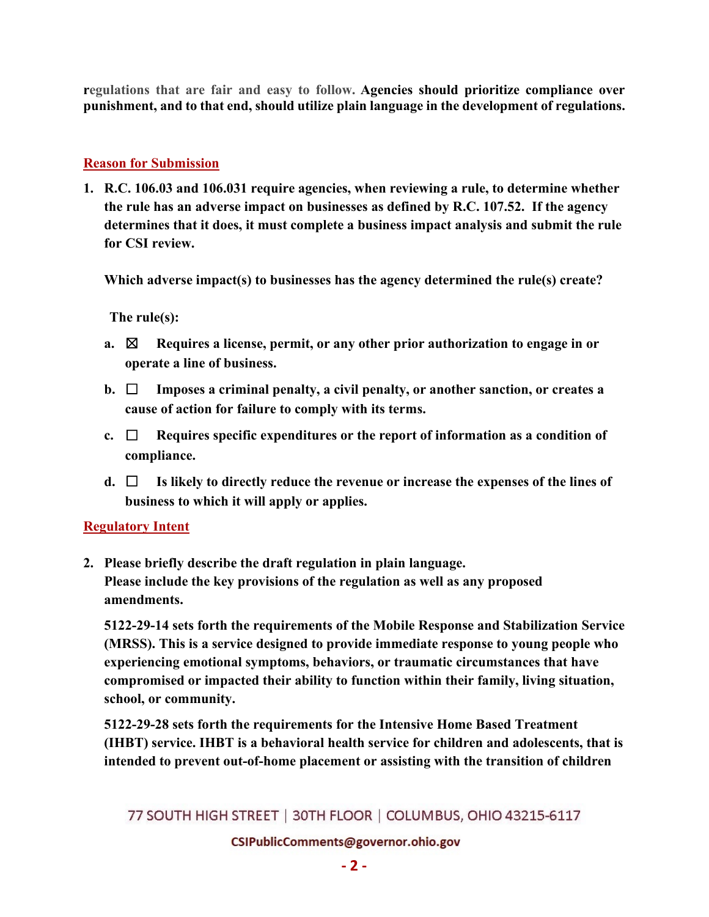regulations that are fair and easy to follow. **Agencies should prioritize compliance over punishment, and to that end, should utilize plain language in the development of regulations.**

## Reason for Submission

**1. R.C. 106.03 and 106.031 require agencies, when reviewing a rule, to determine whether the rule has an adverse impact on businesses as defined by R.C. 107.52. If the agency determines that it does, it must complete a business impact analysis and submit the rule for CSI review.**

**Which adverse impact(s) to businesses has the agency determined the rule(s) create?**

**The rule(s):**

**a. ☒ Requires a license, permit, or any other prior authorization to engage in or operate a line of business.**

**b. ☐ Imposes a criminal penalty, a civil penalty, or another sanction, or creates a cause of action for failure to comply with its terms.**

**c. ☐ Requires specific expenditures or the report of information as a condition of compliance.**

**d. ☐ Is likely to directly reduce the revenue or increase the expenses of the lines of business to which it will apply or applies.**

## Regulatory Intent

**2. Please briefly describe the draft regulation in plain language. Please include the key provisions of the regulation as well as any proposed amendments.**

**5122-29-14 sets forth the requirements of the Mobile Response and Stabilization Service (MRSS). This is a service designed to provide immediate response to young people who experiencing emotional symptoms, behaviors, or traumatic circumstances that have compromised or impacted their ability to function within their family, living situation, school, or community.**

**5122-29-28 sets forth the requirements for the Intensive Home Based Treatment (IHBT) service. IHBT is a behavioral health service for children and adolescents, that is intended to prevent out-of-home placement or assisting with the transition of children**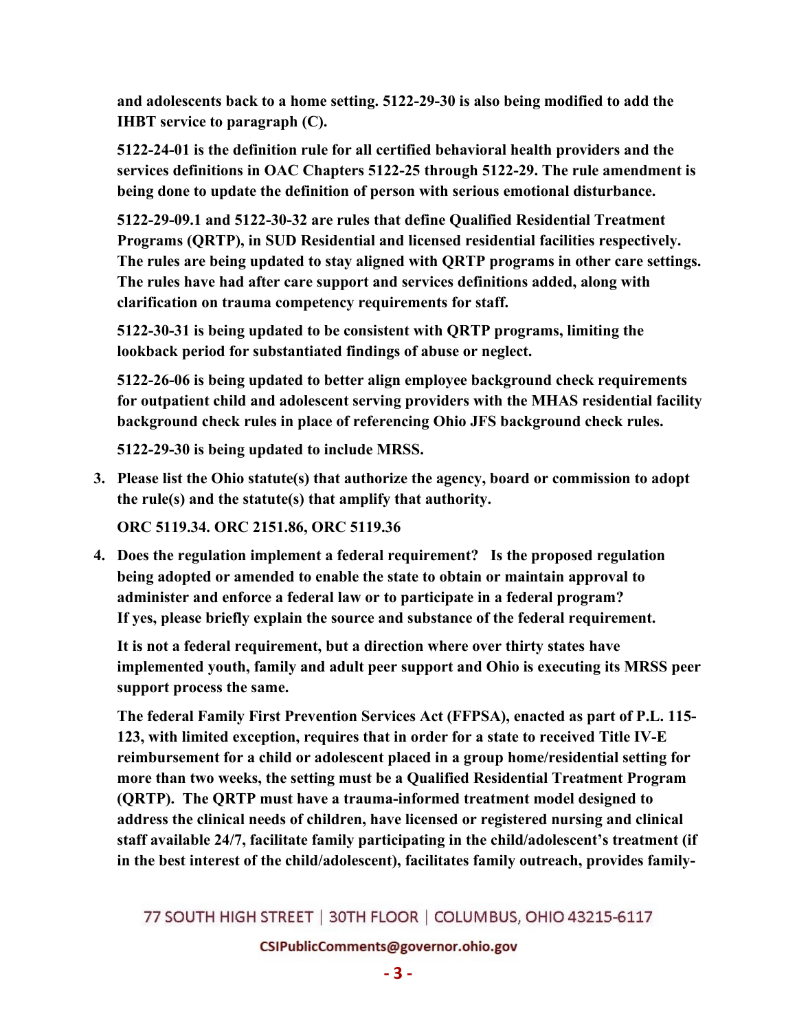**and adolescents back to a home setting. 5122-29-30 is also being modified to add the IHBT service to paragraph (C).**

**5122-24-01 is the definition rule for all certified behavioral health providers and the services definitions in OAC Chapters 5122-25 through 5122-29. The rule amendment is being done to update the definition of person with serious emotional disturbance.**

**5122-29-09.1 and 5122-30-32 are rules that define Qualified Residential Treatment Programs (QRTP), in SUD Residential and licensed residential facilities respectively. The rules are being updated to stay aligned with QRTP programs in other care settings. The rules have had after care support and services definitions added, along with clarification on trauma competency requirements for staff.**

**5122-30-31 is being updated to be consistent with QRTP programs, limiting the lookback period for substantiated findings of abuse or neglect.**

**5122-26-06 is being updated to better align employee background check requirements for outpatient child and adolescent serving providers with the MHAS residential facility background check rules in place of referencing Ohio JFS background check rules.**

**5122-29-30 is being updated to include MRSS.**

3. **Please list the Ohio statute(s) that authorize the agency, board or commission to adopt the rule(s) and the statute(s) that amplify that authority.**

   **ORC 5119.34. ORC 2151.86, ORC 5119.36**

4. **Does the regulation implement a federal requirement? Is the proposed regulation being adopted or amended to enable the state to obtain or maintain approval to administer and enforce a federal law or to participate in a federal program? If yes, please briefly explain the source and substance of the federal requirement.**

   **It is not a federal requirement, but a direction where over thirty states have implemented youth, family and adult peer support and Ohio is executing its MRSS peer support process the same.**

   **The federal Family First Prevention Services Act (FFPSA), enacted as part of P.L. 115-123, with limited exception, requires that in order for a state to received Title IV-E reimbursement for a child or adolescent placed in a group home/residential setting for more than two weeks, the setting must be a Qualified Residential Treatment Program (QRTP). The QRTP must have a trauma-informed treatment model designed to address the clinical needs of children, have licensed or registered nursing and clinical staff available 24/7, facilitate family participating in the child/adolescent's treatment (if in the best interest of the child/adolescent), facilitates family outreach, provides family-**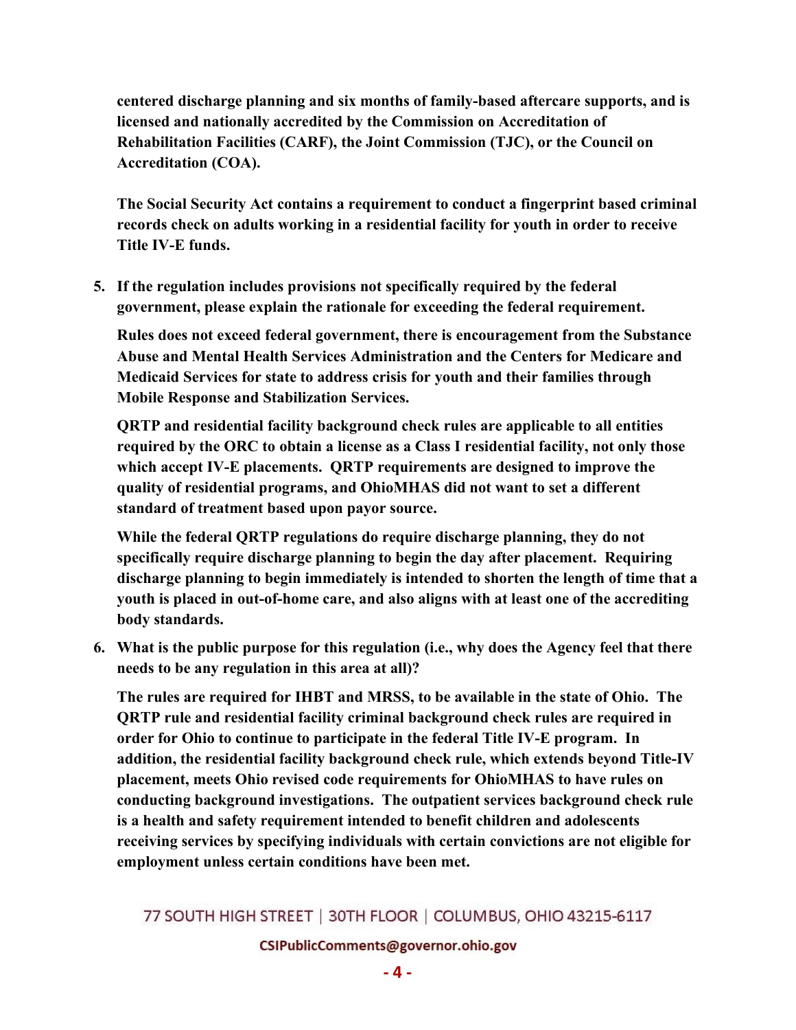**centered discharge planning and six months of family-based aftercare supports, and is licensed and nationally accredited by the Commission on Accreditation of Rehabilitation Facilities (CARF), the Joint Commission (TJC), or the Council on Accreditation (COA).**

**The Social Security Act contains a requirement to conduct a fingerprint based criminal records check on adults working in a residential facility for youth in order to receive Title IV-E funds.**

5. **If the regulation includes provisions not specifically required by the federal government, please explain the rationale for exceeding the federal requirement.**

   **Rules does not exceed federal government, there is encouragement from the Substance Abuse and Mental Health Services Administration and the Centers for Medicare and Medicaid Services for state to address crisis for youth and their families through Mobile Response and Stabilization Services.**

   **QRTP and residential facility background check rules are applicable to all entities required by the ORC to obtain a license as a Class I residential facility, not only those which accept IV-E placements. QRTP requirements are designed to improve the quality of residential programs, and OhioMHAS did not want to set a different standard of treatment based upon payor source.**

   **While the federal QRTP regulations do require discharge planning, they do not specifically require discharge planning to begin the day after placement. Requiring discharge planning to begin immediately is intended to shorten the length of time that a youth is placed in out-of-home care, and also aligns with at least one of the accrediting body standards.**

6. **What is the public purpose for this regulation (i.e., why does the Agency feel that there needs to be any regulation in this area at all)?**

   **The rules are required for IHBT and MRSS, to be available in the state of Ohio. The QRTP rule and residential facility criminal background check rules are required in order for Ohio to continue to participate in the federal Title IV-E program. In addition, the residential facility background check rule, which extends beyond Title-IV placement, meets Ohio revised code requirements for OhioMHAS to have rules on conducting background investigations. The outpatient services background check rule is a health and safety requirement intended to benefit children and adolescents receiving services by specifying individuals with certain convictions are not eligible for employment unless certain conditions have been met.**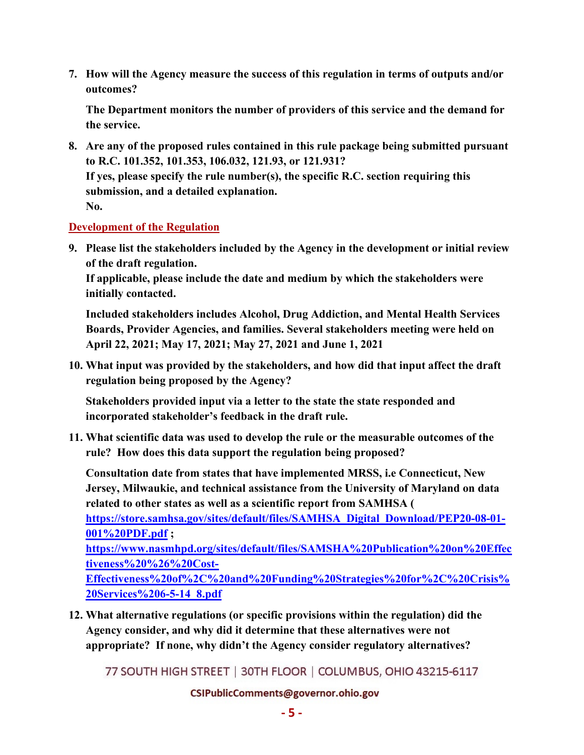7. **How will the Agency measure the success of this regulation in terms of outputs and/or outcomes?**

   **The Department monitors the number of providers of this service and the demand for the service.**

8. **Are any of the proposed rules contained in this rule package being submitted pursuant to R.C. 101.352, 101.353, 106.032, 121.93, or 121.931?**
   **If yes, please specify the rule number(s), the specific R.C. section requiring this submission, and a detailed explanation.**
   **No.**

## Development of the Regulation

9. **Please list the stakeholders included by the Agency in the development or initial review of the draft regulation.**
   **If applicable, please include the date and medium by which the stakeholders were initially contacted.**

   **Included stakeholders includes Alcohol, Drug Addiction, and Mental Health Services Boards, Provider Agencies, and families. Several stakeholders meeting were held on April 22, 2021; May 17, 2021; May 27, 2021 and June 1, 2021**

10. **What input was provided by the stakeholders, and how did that input affect the draft regulation being proposed by the Agency?**

    **Stakeholders provided input via a letter to the state the state responded and incorporated stakeholder's feedback in the draft rule.**

11. **What scientific data was used to develop the rule or the measurable outcomes of the rule? How does this data support the regulation being proposed?**

    **Consultation date from states that have implemented MRSS, i.e Connecticut, New Jersey, Milwaukie, and technical assistance from the University of Maryland on data related to other states as well as a scientific report from SAMHSA (** **https://store.samhsa.gov/sites/default/files/SAMHSA_Digital_Download/PEP20-08-01-001%20PDF.pdf ;** **https://www.nasmhpd.org/sites/default/files/SAMSHA%20Publication%20on%20Effectiveness%20%26%20Cost-Effectiveness%20of%2C%20and%20Funding%20Strategies%20for%2C%20Crisis%20Services%206-5-14_8.pdf**

12. **What alternative regulations (or specific provisions within the regulation) did the Agency consider, and why did it determine that these alternatives were not appropriate? If none, why didn't the Agency consider regulatory alternatives?**

77 SOUTH HIGH STREET | 30TH FLOOR | COLUMBUS, OHIO 43215-6117

CSIPublicComments@governor.ohio.gov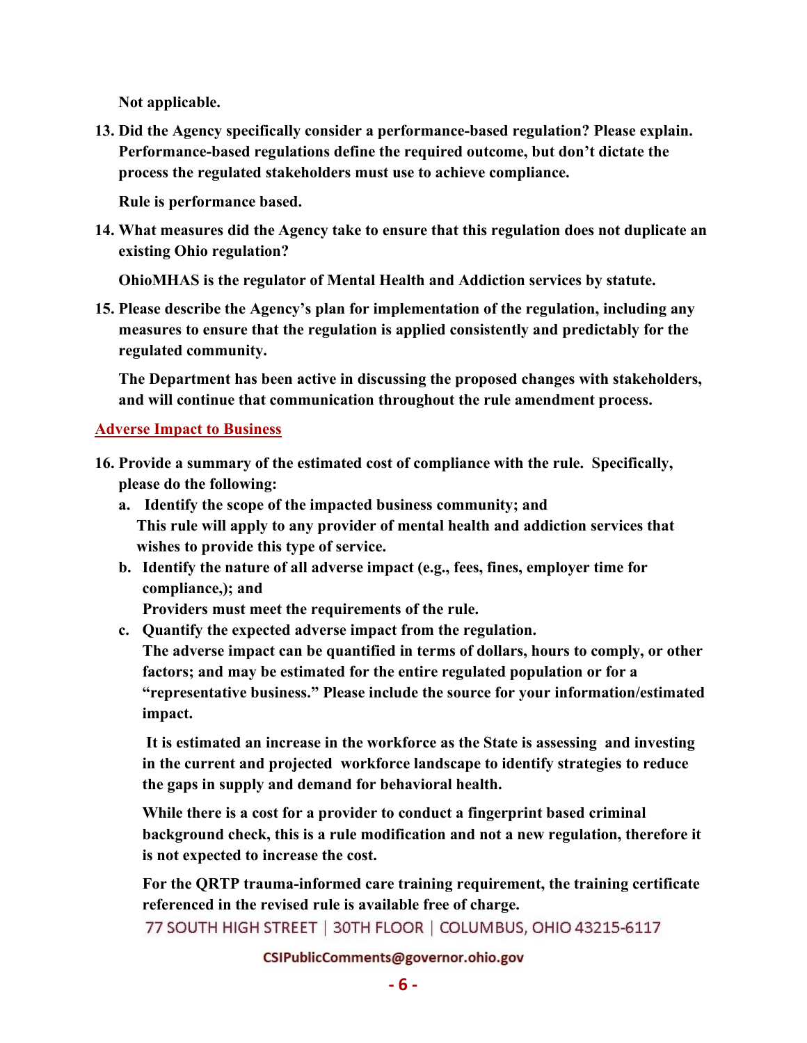**Not applicable.**

**13. Did the Agency specifically consider a performance-based regulation? Please explain. Performance-based regulations define the required outcome, but don't dictate the process the regulated stakeholders must use to achieve compliance.**

**Rule is performance based.**

**14. What measures did the Agency take to ensure that this regulation does not duplicate an existing Ohio regulation?**

**OhioMHAS is the regulator of Mental Health and Addiction services by statute.**

**15. Please describe the Agency's plan for implementation of the regulation, including any measures to ensure that the regulation is applied consistently and predictably for the regulated community.**

**The Department has been active in discussing the proposed changes with stakeholders, and will continue that communication throughout the rule amendment process.**

## Adverse Impact to Business

**16. Provide a summary of the estimated cost of compliance with the rule. Specifically, please do the following:**

**a. Identify the scope of the impacted business community; and**
**This rule will apply to any provider of mental health and addiction services that wishes to provide this type of service.**

**b. Identify the nature of all adverse impact (e.g., fees, fines, employer time for compliance,); and**
**Providers must meet the requirements of the rule.**

**c. Quantify the expected adverse impact from the regulation.**
**The adverse impact can be quantified in terms of dollars, hours to comply, or other factors; and may be estimated for the entire regulated population or for a "representative business." Please include the source for your information/estimated impact.**

**It is estimated an increase in the workforce as the State is assessing and investing in the current and projected workforce landscape to identify strategies to reduce the gaps in supply and demand for behavioral health.**

**While there is a cost for a provider to conduct a fingerprint based criminal background check, this is a rule modification and not a new regulation, therefore it is not expected to increase the cost.**

**For the QRTP trauma-informed care training requirement, the training certificate referenced in the revised rule is available free of charge.**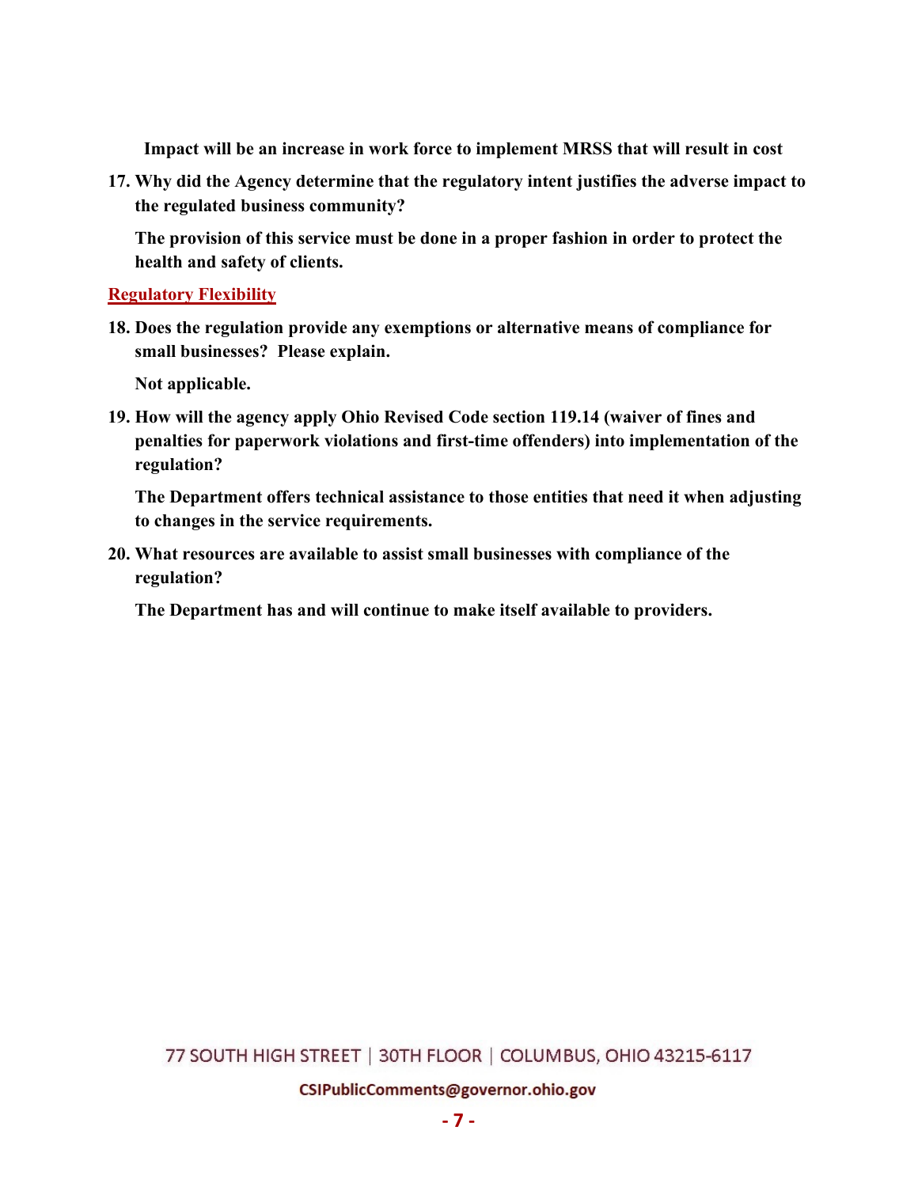**Impact will be an increase in work force to implement MRSS that will result in cost**

17. **Why did the Agency determine that the regulatory intent justifies the adverse impact to the regulated business community?**

    **The provision of this service must be done in a proper fashion in order to protect the health and safety of clients.**

## Regulatory Flexibility

18. **Does the regulation provide any exemptions or alternative means of compliance for small businesses? Please explain.**

    **Not applicable.**

19. **How will the agency apply Ohio Revised Code section 119.14 (waiver of fines and penalties for paperwork violations and first-time offenders) into implementation of the regulation?**

    **The Department offers technical assistance to those entities that need it when adjusting to changes in the service requirements.**

20. **What resources are available to assist small businesses with compliance of the regulation?**

    **The Department has and will continue to make itself available to providers.**